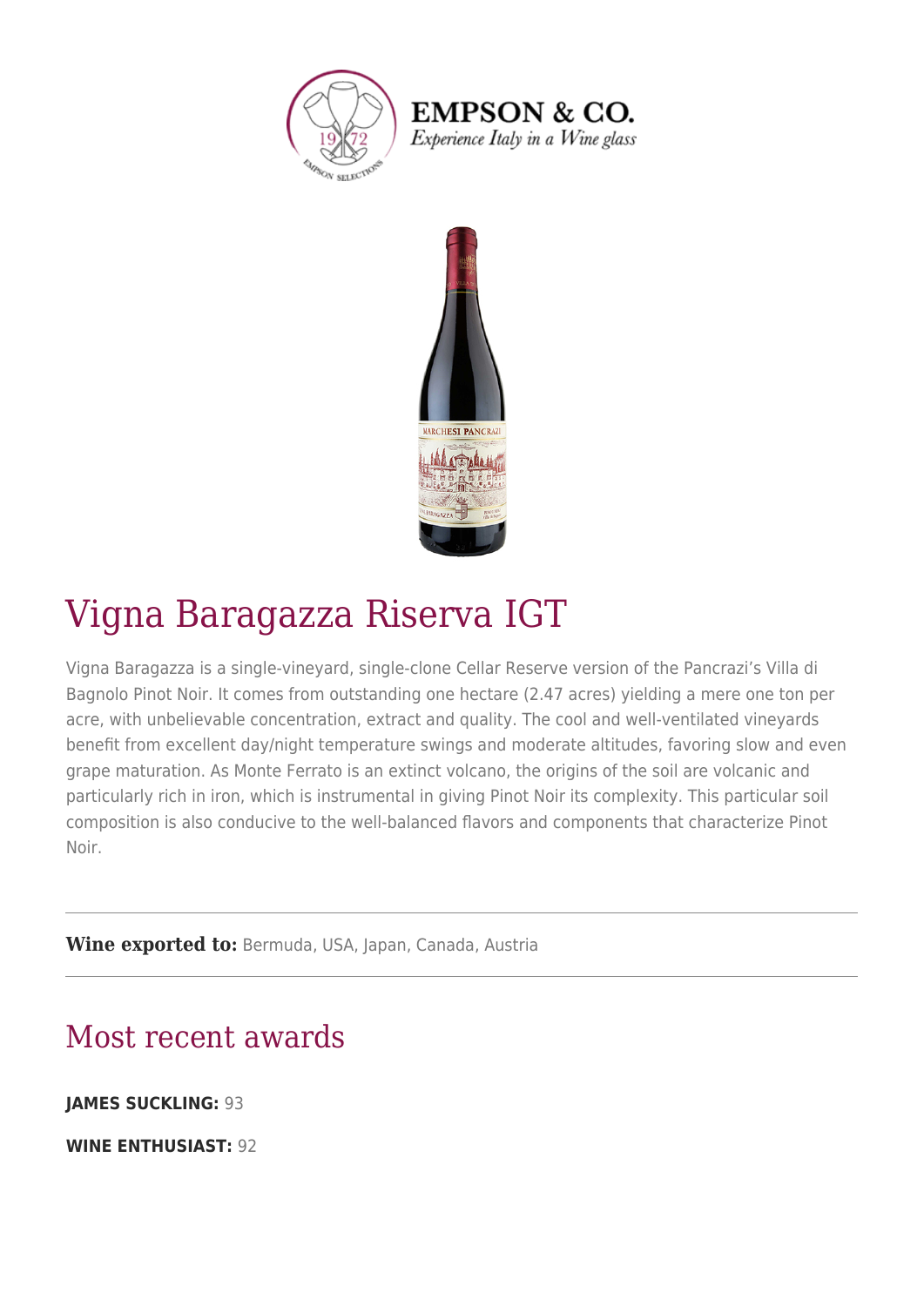EMPSON & CO.

*Experience Italy in a Wine glass*

# Vigna Baragazza Riserva IGT

Vigna Baragazza is a single-vineyard, single-clone Cellar Reserve version of the Pancrazi's Villa di Bagnolo Pinot Noir. It comes from outstanding one hectare (2.47 acres) yielding a mere one ton per acre, with unbelievable concentration, extract and quality. The cool and well-ventilated vineyards benefit from excellent day/night temperature swings and moderate altitudes, favoring slow and even grape maturation. As Monte Ferrato is an extinct volcano, the origins of the soil are volcanic and particularly rich in iron, which is instrumental in giving Pinot Noir its complexity. This particular soil composition is also conducive to the well-balanced flavors and components that characterize Pinot Noir.

---

**Wine exported to:** Bermuda, USA, Japan, Canada, Austria

---

## Most recent awards

**JAMES SUCKLING:** 93

**WINE ENTHUSIAST:** 92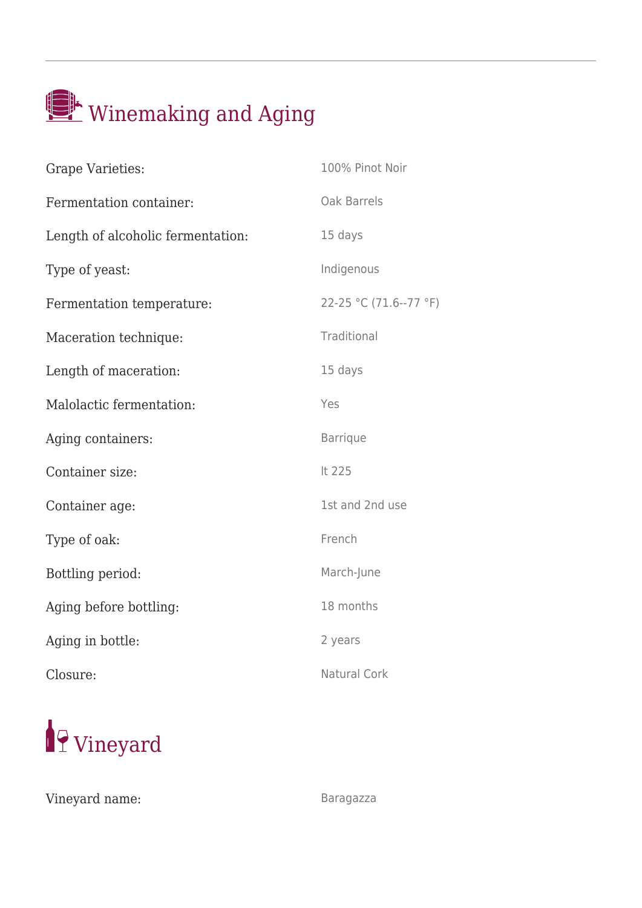## Winemaking and Aging

| | |
|---|---|
| Grape Varieties: | 100% Pinot Noir |
| Fermentation container: | Oak Barrels |
| Length of alcoholic fermentation: | 15 days |
| Type of yeast: | Indigenous |
| Fermentation temperature: | 22-25 °C (71.6--77 °F) |
| Maceration technique: | Traditional |
| Length of maceration: | 15 days |
| Malolactic fermentation: | Yes |
| Aging containers: | Barrique |
| Container size: | lt 225 |
| Container age: | 1st and 2nd use |
| Type of oak: | French |
| Bottling period: | March-June |
| Aging before bottling: | 18 months |
| Aging in bottle: | 2 years |
| Closure: | Natural Cork |

## Vineyard

| | |
|---|---|
| Vineyard name: | Baragazza |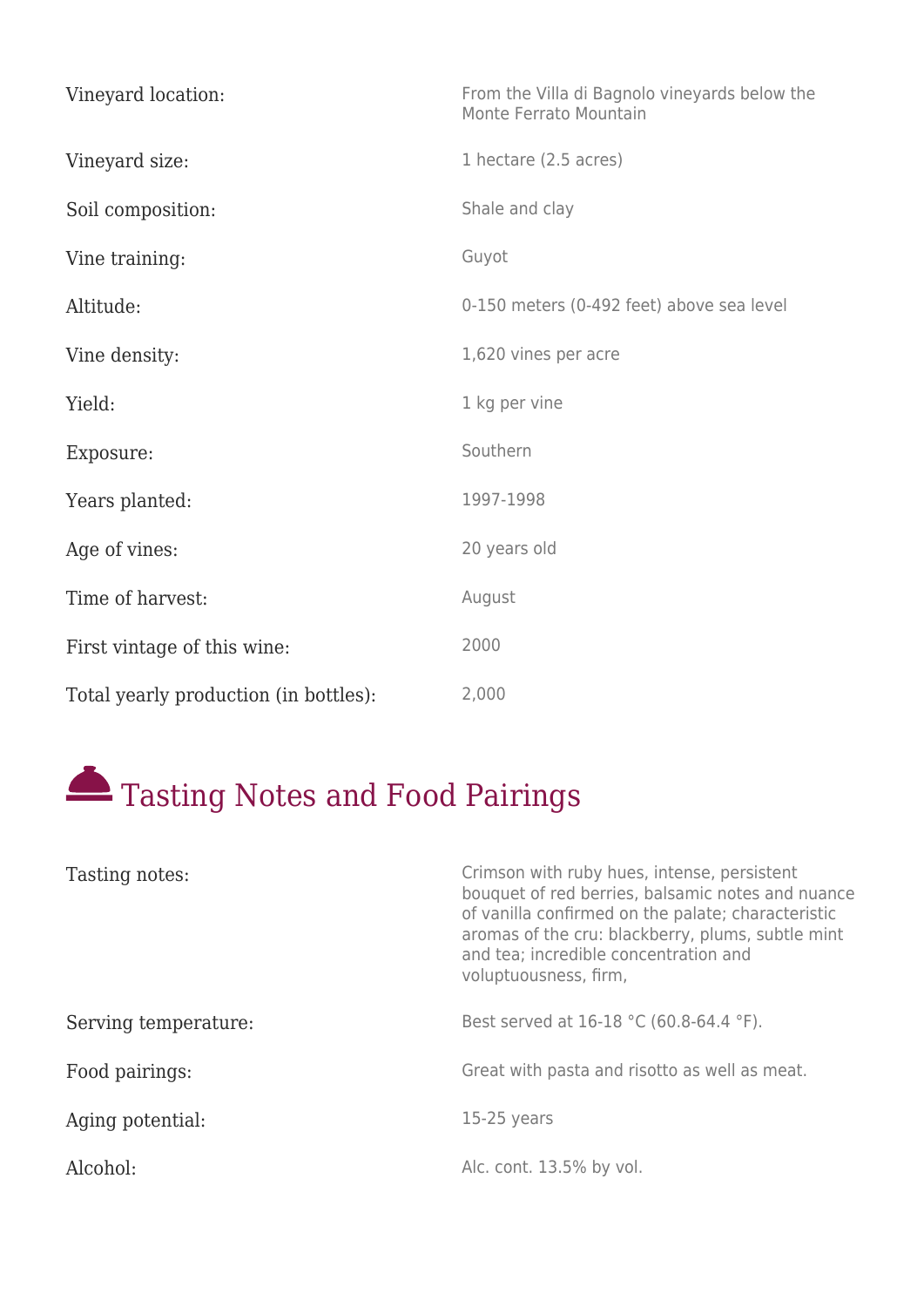| | |
|---|---|
| Vineyard location: | From the Villa di Bagnolo vineyards below the Monte Ferrato Mountain |
| Vineyard size: | 1 hectare (2.5 acres) |
| Soil composition: | Shale and clay |
| Vine training: | Guyot |
| Altitude: | 0-150 meters (0-492 feet) above sea level |
| Vine density: | 1,620 vines per acre |
| Yield: | 1 kg per vine |
| Exposure: | Southern |
| Years planted: | 1997-1998 |
| Age of vines: | 20 years old |
| Time of harvest: | August |
| First vintage of this wine: | 2000 |
| Total yearly production (in bottles): | 2,000 |

## Tasting Notes and Food Pairings

| | |
|---|---|
| Tasting notes: | Crimson with ruby hues, intense, persistent bouquet of red berries, balsamic notes and nuance of vanilla confirmed on the palate; characteristic aromas of the cru: blackberry, plums, subtle mint and tea; incredible concentration and voluptuousness, firm, |
| Serving temperature: | Best served at 16-18 °C (60.8-64.4 °F). |
| Food pairings: | Great with pasta and risotto as well as meat. |
| Aging potential: | 15-25 years |
| Alcohol: | Alc. cont. 13.5% by vol. |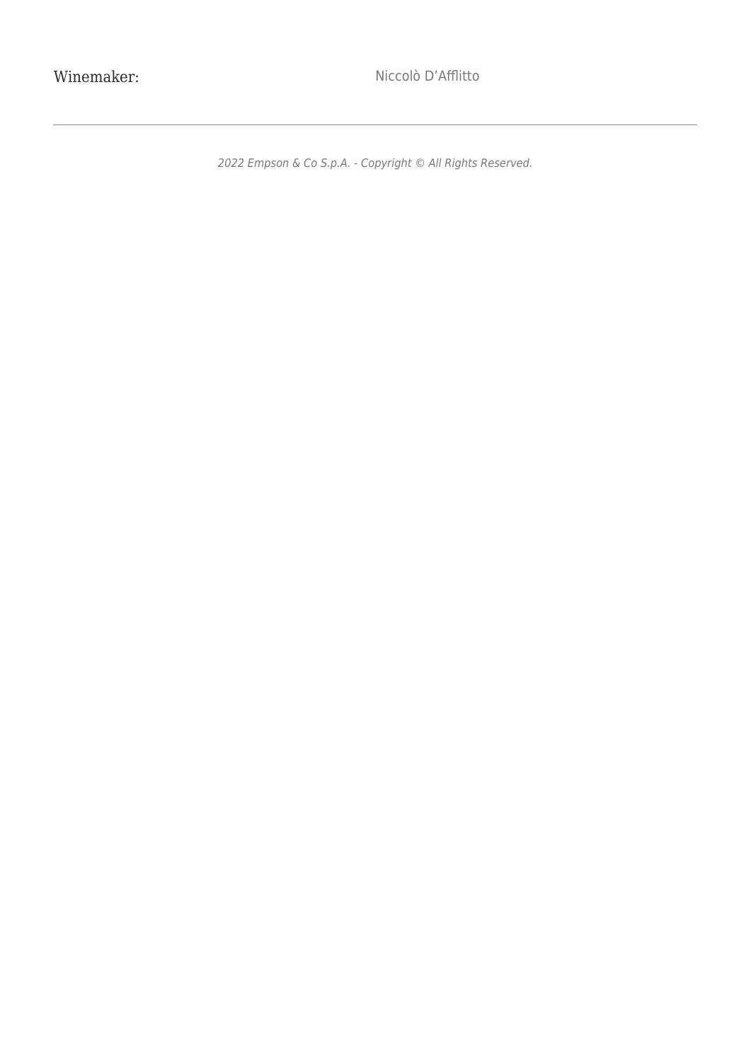| | |
|---|---|
| Winemaker: | Niccolò D’Afflitto |

---

*2022 Empson & Co S.p.A. - Copyright © All Rights Reserved.*